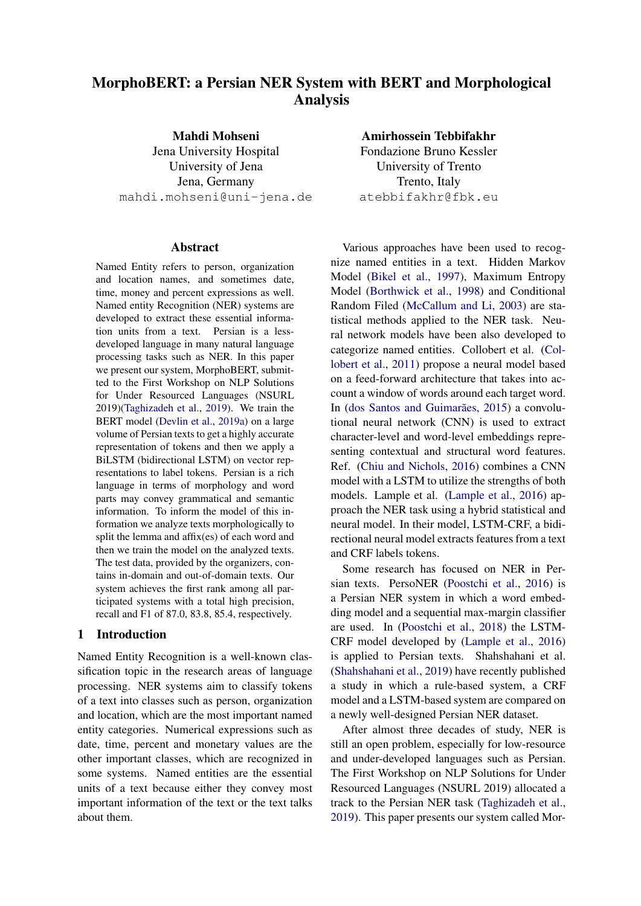# MorphoBERT: a Persian NER System with BERT and Morphological Analysis

**Mahdi Mohseni**
Jena University Hospital
University of Jena
Jena, Germany
mahdi.mohseni@uni-jena.de

**Amirhossein Tebbifakhr**
Fondazione Bruno Kessler
University of Trento
Trento, Italy
atebbifakhr@fbk.eu

## Abstract

Named Entity refers to person, organization and location names, and sometimes date, time, money and percent expressions as well. Named entity Recognition (NER) systems are developed to extract these essential information units from a text. Persian is a less-developed language in many natural language processing tasks such as NER. In this paper we present our system, MorphoBERT, submitted to the First Workshop on NLP Solutions for Under Resourced Languages (NSURL 2019)(Taghizadeh et al., 2019). We train the BERT model (Devlin et al., 2019a) on a large volume of Persian texts to get a highly accurate representation of tokens and then we apply a BiLSTM (bidirectional LSTM) on vector representations to label tokens. Persian is a rich language in terms of morphology and word parts may convey grammatical and semantic information. To inform the model of this information we analyze texts morphologically to split the lemma and affix(es) of each word and then we train the model on the analyzed texts. The test data, provided by the organizers, contains in-domain and out-of-domain texts. Our system achieves the first rank among all participated systems with a total high precision, recall and F1 of 87.0, 83.8, 85.4, respectively.

## 1 Introduction

Named Entity Recognition is a well-known classification topic in the research areas of language processing. NER systems aim to classify tokens of a text into classes such as person, organization and location, which are the most important named entity categories. Numerical expressions such as date, time, percent and monetary values are the other important classes, which are recognized in some systems. Named entities are the essential units of a text because either they convey most important information of the text or the text talks about them.

Various approaches have been used to recognize named entities in a text. Hidden Markov Model (Bikel et al., 1997), Maximum Entropy Model (Borthwick et al., 1998) and Conditional Random Filed (McCallum and Li, 2003) are statistical methods applied to the NER task. Neural network models have been also developed to categorize named entities. Collobert et al. (Collobert et al., 2011) propose a neural model based on a feed-forward architecture that takes into account a window of words around each target word. In (dos Santos and Guimarães, 2015) a convolutional neural network (CNN) is used to extract character-level and word-level embeddings representing contextual and structural word features. Ref. (Chiu and Nichols, 2016) combines a CNN model with a LSTM to utilize the strengths of both models. Lample et al. (Lample et al., 2016) approach the NER task using a hybrid statistical and neural model. In their model, LSTM-CRF, a bidirectional neural model extracts features from a text and CRF labels tokens.

Some research has focused on NER in Persian texts. PersoNER (Poostchi et al., 2016) is a Persian NER system in which a word embedding model and a sequential max-margin classifier are used. In (Poostchi et al., 2018) the LSTM-CRF model developed by (Lample et al., 2016) is applied to Persian texts. Shahshahani et al. (Shahshahani et al., 2019) have recently published a study in which a rule-based system, a CRF model and a LSTM-based system are compared on a newly well-designed Persian NER dataset.

After almost three decades of study, NER is still an open problem, especially for low-resource and under-developed languages such as Persian. The First Workshop on NLP Solutions for Under Resourced Languages (NSURL 2019) allocated a track to the Persian NER task (Taghizadeh et al., 2019). This paper presents our system called Mor-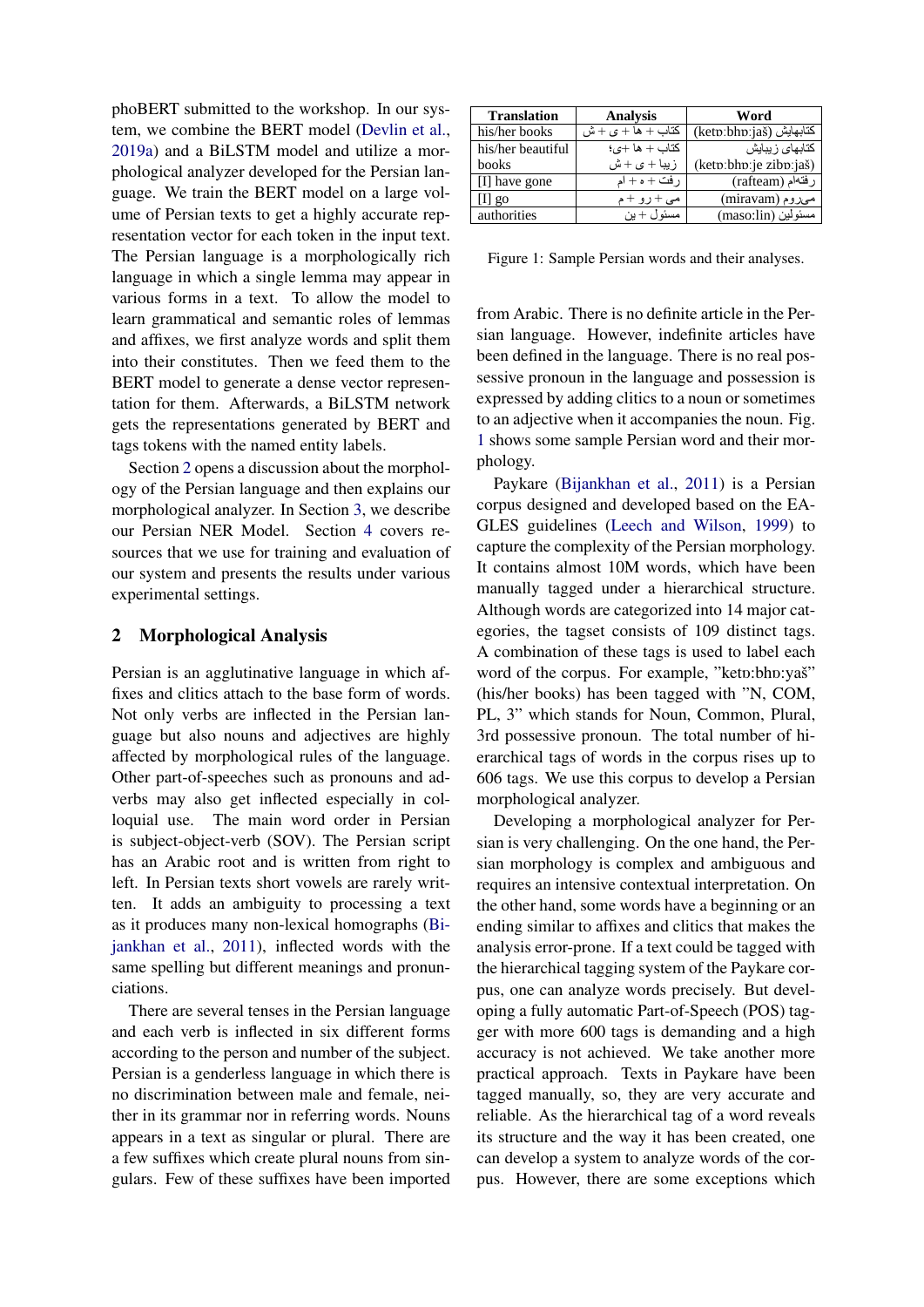phoBERT submitted to the workshop. In our system, we combine the BERT model (Devlin et al., 2019a) and a BiLSTM model and utilize a morphological analyzer developed for the Persian language. We train the BERT model on a large volume of Persian texts to get a highly accurate representation vector for each token in the input text. The Persian language is a morphologically rich language in which a single lemma may appear in various forms in a text. To allow the model to learn grammatical and semantic roles of lemmas and affixes, we first analyze words and split them into their constitutes. Then we feed them to the BERT model to generate a dense vector representation for them. Afterwards, a BiLSTM network gets the representations generated by BERT and tags tokens with the named entity labels.

Section 2 opens a discussion about the morphology of the Persian language and then explains our morphological analyzer. In Section 3, we describe our Persian NER Model. Section 4 covers resources that we use for training and evaluation of our system and presents the results under various experimental settings.

## 2 Morphological Analysis

Persian is an agglutinative language in which affixes and clitics attach to the base form of words. Not only verbs are inflected in the Persian language but also nouns and adjectives are highly affected by morphological rules of the language. Other part-of-speeches such as pronouns and adverbs may also get inflected especially in colloquial use. The main word order in Persian is subject-object-verb (SOV). The Persian script has an Arabic root and is written from right to left. In Persian texts short vowels are rarely written. It adds an ambiguity to processing a text as it produces many non-lexical homographs (Bijankhan et al., 2011), inflected words with the same spelling but different meanings and pronunciations.

There are several tenses in the Persian language and each verb is inflected in six different forms according to the person and number of the subject. Persian is a genderless language in which there is no discrimination between male and female, neither in its grammar nor in referring words. Nouns appears in a text as singular or plural. There are a few suffixes which create plural nouns from singulars. Few of these suffixes have been imported from Arabic. There is no definite article in the Persian language. However, indefinite articles have been defined in the language. There is no real possessive pronoun in the language and possession is expressed by adding clitics to a noun or sometimes to an adjective when it accompanies the noun. Fig. 1 shows some sample Persian word and their morphology.

| Translation | Analysis | Word |
|---|---|---|
| his/her books | کتاب + ها + ی + ش | (ketɒ:bhɒ:jaš) کتابهایش |
| his/her beautiful books | کتاب + ها +ی؛ زیبا + ی + ش | کتابهای زیبایش (ketɒ:bhɒ:je zibɒ:jaš) |
| [I] have gone | رفت + ه + ام | (rafteam) رفته‌ام |
| [I] go | می + رو + م | (miravam) می‌روم |
| authorities | مسئول + ین | (maso:lin) مسئولین |

Figure 1: Sample Persian words and their analyses.

Paykare (Bijankhan et al., 2011) is a Persian corpus designed and developed based on the EAGLES guidelines (Leech and Wilson, 1999) to capture the complexity of the Persian morphology. It contains almost 10M words, which have been manually tagged under a hierarchical structure. Although words are categorized into 14 major categories, the tagset consists of 109 distinct tags. A combination of these tags is used to label each word of the corpus. For example, "ketɒ:bhɒ:yaš" (his/her books) has been tagged with "N, COM, PL, 3" which stands for Noun, Common, Plural, 3rd possessive pronoun. The total number of hierarchical tags of words in the corpus rises up to 606 tags. We use this corpus to develop a Persian morphological analyzer.

Developing a morphological analyzer for Persian is very challenging. On the one hand, the Persian morphology is complex and ambiguous and requires an intensive contextual interpretation. On the other hand, some words have a beginning or an ending similar to affixes and clitics that makes the analysis error-prone. If a text could be tagged with the hierarchical tagging system of the Paykare corpus, one can analyze words precisely. But developing a fully automatic Part-of-Speech (POS) tagger with more 600 tags is demanding and a high accuracy is not achieved. We take another more practical approach. Texts in Paykare have been tagged manually, so, they are very accurate and reliable. As the hierarchical tag of a word reveals its structure and the way it has been created, one can develop a system to analyze words of the corpus. However, there are some exceptions which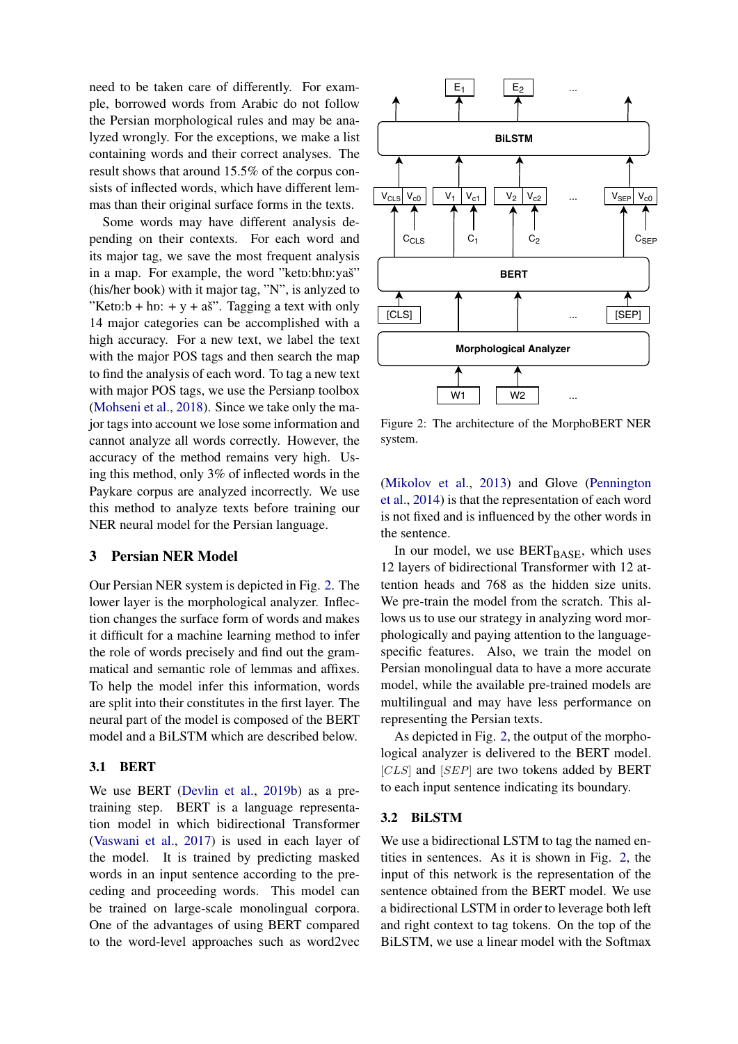need to be taken care of differently. For example, borrowed words from Arabic do not follow the Persian morphological rules and may be analyzed wrongly. For the exceptions, we make a list containing words and their correct analyses. The result shows that around 15.5% of the corpus consists of inflected words, which have different lemmas than their original surface forms in the texts.

Some words may have different analysis depending on their contexts. For each word and its major tag, we save the most frequent analysis in a map. For example, the word "ketɒ:bhɒ:yaš" (his/her book) with it major tag, "N", is anlyzed to "Ketɒ:b + hɒ: + y + aš". Tagging a text with only 14 major categories can be accomplished with a high accuracy. For a new text, we label the text with the major POS tags and then search the map to find the analysis of each word. To tag a new text with major POS tags, we use the Persianp toolbox (Mohseni et al., 2018). Since we take only the major tags into account we lose some information and cannot analyze all words correctly. However, the accuracy of the method remains very high. Using this method, only 3% of inflected words in the Paykare corpus are analyzed incorrectly. We use this method to analyze texts before training our NER neural model for the Persian language.

## 3 Persian NER Model

Our Persian NER system is depicted in Fig. 2. The lower layer is the morphological analyzer. Inflection changes the surface form of words and makes it difficult for a machine learning method to infer the role of words precisely and find out the grammatical and semantic role of lemmas and affixes. To help the model infer this information, words are split into their constitutes in the first layer. The neural part of the model is composed of the BERT model and a BiLSTM which are described below.

### 3.1 BERT

We use BERT (Devlin et al., 2019b) as a pretraining step. BERT is a language representation model in which bidirectional Transformer (Vaswani et al., 2017) is used in each layer of the model. It is trained by predicting masked words in an input sentence according to the preceding and proceeding words. This model can be trained on large-scale monolingual corpora. One of the advantages of using BERT compared to the word-level approaches such as word2vec (Mikolov et al., 2013) and Glove (Pennington et al., 2014) is that the representation of each word is not fixed and is influenced by the other words in the sentence.

Figure 2: The architecture of the MorphoBERT NER system.

In our model, we use $\text{BERT}_{\text{BASE}}$, which uses 12 layers of bidirectional Transformer with 12 attention heads and 768 as the hidden size units. We pre-train the model from the scratch. This allows us to use our strategy in analyzing word morphologically and paying attention to the language-specific features. Also, we train the model on Persian monolingual data to have a more accurate model, while the available pre-trained models are multilingual and may have less performance on representing the Persian texts.

As depicted in Fig. 2, the output of the morphological analyzer is delivered to the BERT model. $[CLS]$ and $[SEP]$ are two tokens added by BERT to each input sentence indicating its boundary.

### 3.2 BiLSTM

We use a bidirectional LSTM to tag the named entities in sentences. As it is shown in Fig. 2, the input of this network is the representation of the sentence obtained from the BERT model. We use a bidirectional LSTM in order to leverage both left and right context to tag tokens. On the top of the BiLSTM, we use a linear model with the Softmax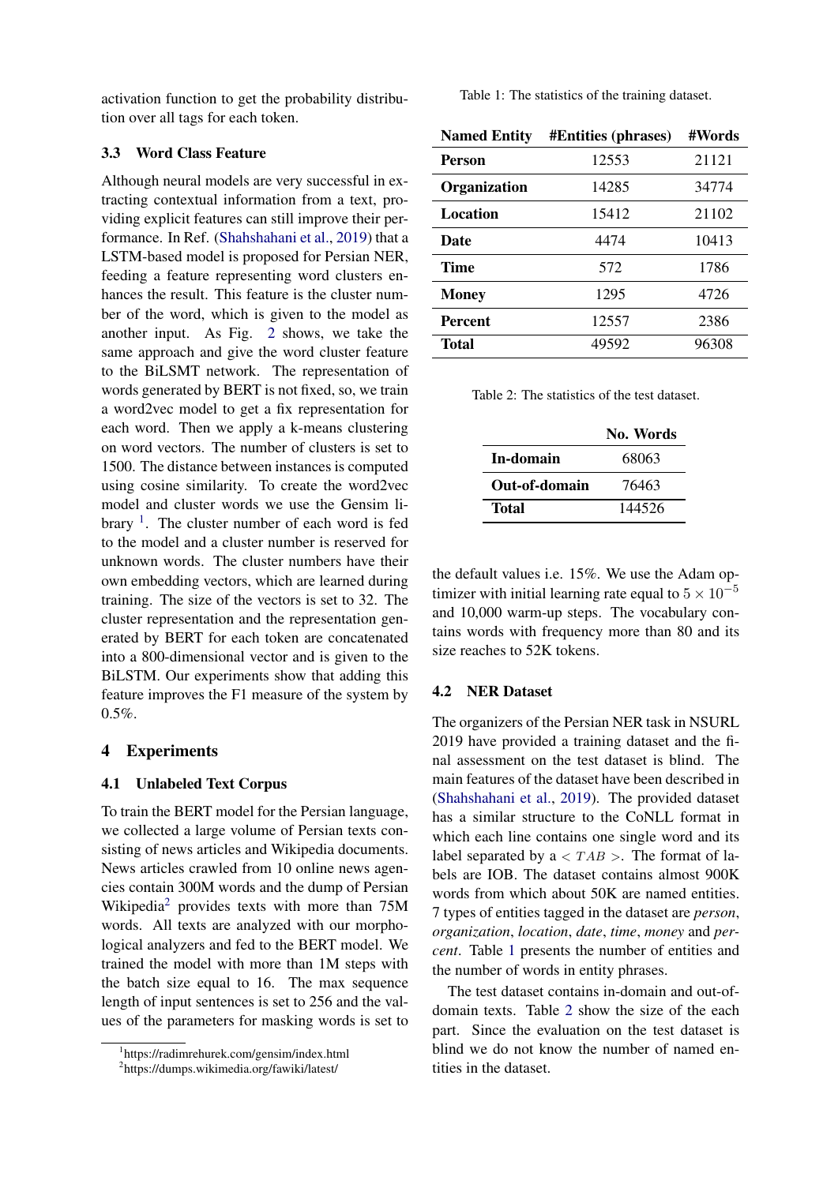activation function to get the probability distribution over all tags for each token.

### 3.3 Word Class Feature

Although neural models are very successful in extracting contextual information from a text, providing explicit features can still improve their performance. In Ref. (Shahshahani et al., 2019) that a LSTM-based model is proposed for Persian NER, feeding a feature representing word clusters enhances the result. This feature is the cluster number of the word, which is given to the model as another input. As Fig. 2 shows, we take the same approach and give the word cluster feature to the BiLSMT network. The representation of words generated by BERT is not fixed, so, we train a word2vec model to get a fix representation for each word. Then we apply a k-means clustering on word vectors. The number of clusters is set to 1500. The distance between instances is computed using cosine similarity. To create the word2vec model and cluster words we use the Gensim library [1]. The cluster number of each word is fed to the model and a cluster number is reserved for unknown words. The cluster numbers have their own embedding vectors, which are learned during training. The size of the vectors is set to 32. The cluster representation and the representation generated by BERT for each token are concatenated into a 800-dimensional vector and is given to the BiLSTM. Our experiments show that adding this feature improves the F1 measure of the system by 0.5%.

## 4 Experiments

### 4.1 Unlabeled Text Corpus

To train the BERT model for the Persian language, we collected a large volume of Persian texts consisting of news articles and Wikipedia documents. News articles crawled from 10 online news agencies contain 300M words and the dump of Persian Wikipedia[2] provides texts with more than 75M words. All texts are analyzed with our morphological analyzers and fed to the BERT model. We trained the model with more than 1M steps with the batch size equal to 16. The max sequence length of input sentences is set to 256 and the values of the parameters for masking words is set to the default values i.e. 15%. We use the Adam optimizer with initial learning rate equal to $5 \times 10^{-5}$ and 10,000 warm-up steps. The vocabulary contains words with frequency more than 80 and its size reaches to 52K tokens.

[1] https://radimrehurek.com/gensim/index.html

[2] https://dumps.wikimedia.org/fawiki/latest/

Table 1: The statistics of the training dataset.

| Named Entity | #Entities (phrases) | #Words |
|---|---|---|
| **Person** | 12553 | 21121 |
| **Organization** | 14285 | 34774 |
| **Location** | 15412 | 21102 |
| **Date** | 4474 | 10413 |
| **Time** | 572 | 1786 |
| **Money** | 1295 | 4726 |
| **Percent** | 12557 | 2386 |
| **Total** | 49592 | 96308 |

Table 2: The statistics of the test dataset.

| | No. Words |
|---|---|
| **In-domain** | 68063 |
| **Out-of-domain** | 76463 |
| **Total** | 144526 |

### 4.2 NER Dataset

The organizers of the Persian NER task in NSURL 2019 have provided a training dataset and the final assessment on the test dataset is blind. The main features of the dataset have been described in (Shahshahani et al., 2019). The provided dataset has a similar structure to the CoNLL format in which each line contains one single word and its label separated by a $< TAB >$. The format of labels are IOB. The dataset contains almost 900K words from which about 50K are named entities. 7 types of entities tagged in the dataset are *person*, *organization*, *location*, *date*, *time*, *money* and *percent*. Table 1 presents the number of entities and the number of words in entity phrases.

The test dataset contains in-domain and out-of-domain texts. Table 2 show the size of the each part. Since the evaluation on the test dataset is blind we do not know the number of named entities in the dataset.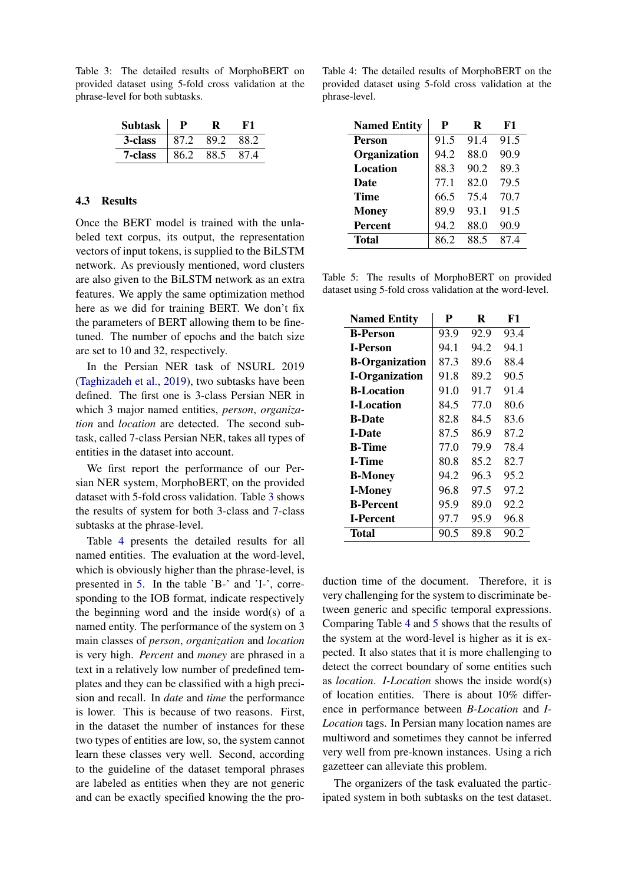Table 3: The detailed results of MorphoBERT on provided dataset using 5-fold cross validation at the phrase-level for both subtasks.

| Subtask | P | R | F1 |
|---|---|---|---|
| **3-class** | 87.2 | 89.2 | 88.2 |
| **7-class** | 86.2 | 88.5 | 87.4 |

### 4.3 Results

Once the BERT model is trained with the unlabeled text corpus, its output, the representation vectors of input tokens, is supplied to the BiLSTM network. As previously mentioned, word clusters are also given to the BiLSTM network as an extra features. We apply the same optimization method here as we did for training BERT. We don't fix the parameters of BERT allowing them to be fine-tuned. The number of epochs and the batch size are set to 10 and 32, respectively.

In the Persian NER task of NSURL 2019 (Taghizadeh et al., 2019), two subtasks have been defined. The first one is 3-class Persian NER in which 3 major named entities, *person*, *organization* and *location* are detected. The second subtask, called 7-class Persian NER, takes all types of entities in the dataset into account.

We first report the performance of our Persian NER system, MorphoBERT, on the provided dataset with 5-fold cross validation. Table 3 shows the results of system for both 3-class and 7-class subtasks at the phrase-level.

Table 4 presents the detailed results for all named entities. The evaluation at the word-level, which is obviously higher than the phrase-level, is presented in 5. In the table 'B-' and 'I-', corresponding to the IOB format, indicate respectively the beginning word and the inside word(s) of a named entity. The performance of the system on 3 main classes of *person*, *organization* and *location* is very high. *Percent* and *money* are phrased in a text in a relatively low number of predefined templates and they can be classified with a high precision and recall. In *date* and *time* the performance is lower. This is because of two reasons. First, in the dataset the number of instances for these two types of entities are low, so, the system cannot learn these classes very well. Second, according to the guideline of the dataset temporal phrases are labeled as entities when they are not generic and can be exactly specified knowing the the production time of the document. Therefore, it is very challenging for the system to discriminate between generic and specific temporal expressions. Comparing Table 4 and 5 shows that the results of the system at the word-level is higher as it is expected. It also states that it is more challenging to detect the correct boundary of some entities such as *location*. *I-Location* shows the inside word(s) of location entities. There is about 10% difference in performance between *B-Location* and *I-Location* tags. In Persian many location names are multiword and sometimes they cannot be inferred very well from pre-known instances. Using a rich gazetteer can alleviate this problem.

The organizers of the task evaluated the participated system in both subtasks on the test dataset.

Table 4: The detailed results of MorphoBERT on the provided dataset using 5-fold cross validation at the phrase-level.

| Named Entity | P | R | F1 |
|---|---|---|---|
| **Person** | 91.5 | 91.4 | 91.5 |
| **Organization** | 94.2 | 88.0 | 90.9 |
| **Location** | 88.3 | 90.2 | 89.3 |
| **Date** | 77.1 | 82.0 | 79.5 |
| **Time** | 66.5 | 75.4 | 70.7 |
| **Money** | 89.9 | 93.1 | 91.5 |
| **Percent** | 94.2 | 88.0 | 90.9 |
| **Total** | 86.2 | 88.5 | 87.4 |

Table 5: The results of MorphoBERT on provided dataset using 5-fold cross validation at the word-level.

| Named Entity | P | R | F1 |
|---|---|---|---|
| **B-Person** | 93.9 | 92.9 | 93.4 |
| **I-Person** | 94.1 | 94.2 | 94.1 |
| **B-Organization** | 87.3 | 89.6 | 88.4 |
| **I-Organization** | 91.8 | 89.2 | 90.5 |
| **B-Location** | 91.0 | 91.7 | 91.4 |
| **I-Location** | 84.5 | 77.0 | 80.6 |
| **B-Date** | 82.8 | 84.5 | 83.6 |
| **I-Date** | 87.5 | 86.9 | 87.2 |
| **B-Time** | 77.0 | 79.9 | 78.4 |
| **I-Time** | 80.8 | 85.2 | 82.7 |
| **B-Money** | 94.2 | 96.3 | 95.2 |
| **I-Money** | 96.8 | 97.5 | 97.2 |
| **B-Percent** | 95.9 | 89.0 | 92.2 |
| **I-Percent** | 97.7 | 95.9 | 96.8 |
| **Total** | 90.5 | 89.8 | 90.2 |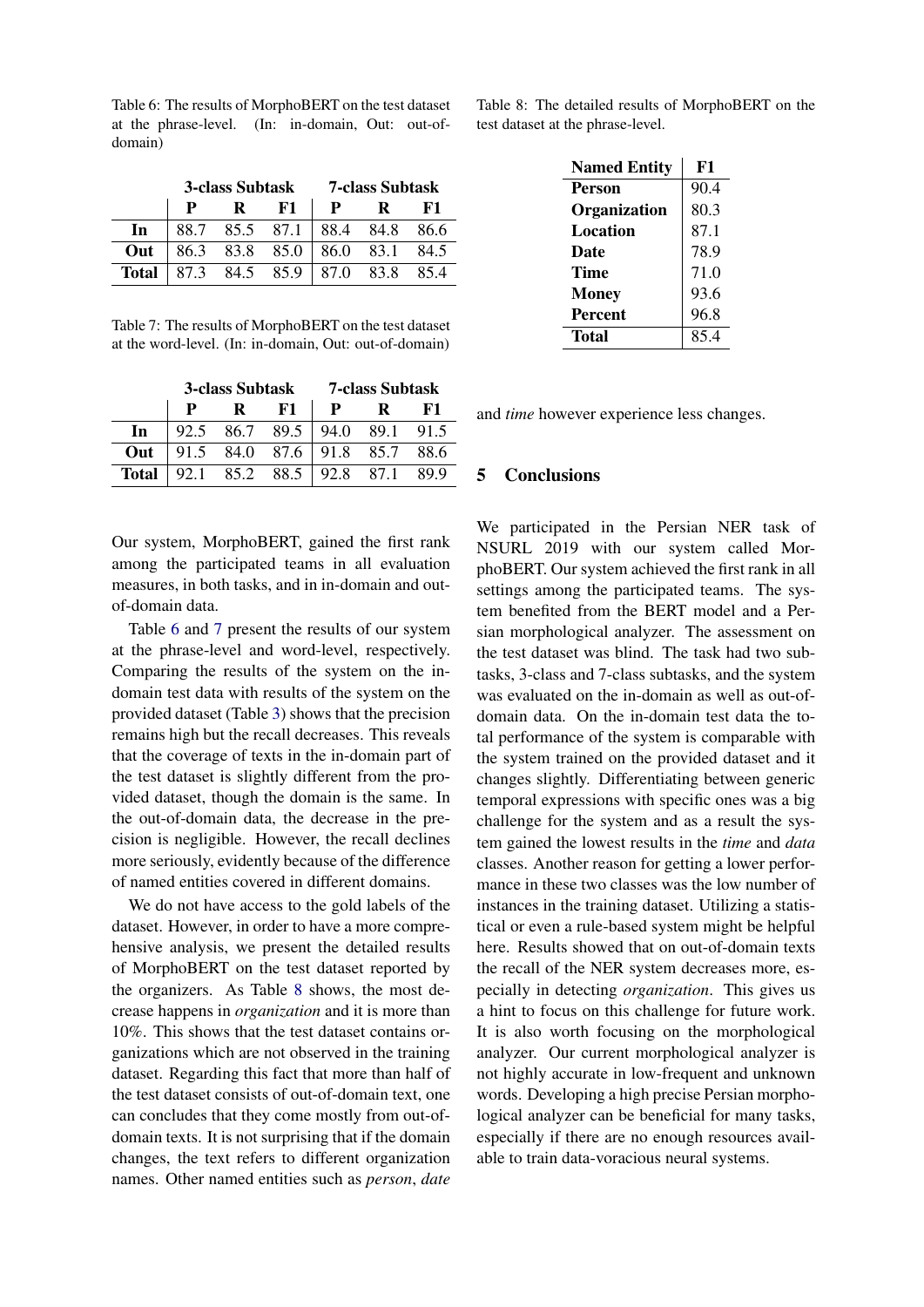Table 6: The results of MorphoBERT on the test dataset at the phrase-level. (In: in-domain, Out: out-of-domain)

| | 3-class Subtask | | | 7-class Subtask | | |
|---|---|---|---|---|---|---|
| | **P** | **R** | **F1** | **P** | **R** | **F1** |
| **In** | 88.7 | 85.5 | 87.1 | 88.4 | 84.8 | 86.6 |
| **Out** | 86.3 | 83.8 | 85.0 | 86.0 | 83.1 | 84.5 |
| **Total** | 87.3 | 84.5 | 85.9 | 87.0 | 83.8 | 85.4 |

Table 7: The results of MorphoBERT on the test dataset at the word-level. (In: in-domain, Out: out-of-domain)

| | 3-class Subtask | | | 7-class Subtask | | |
|---|---|---|---|---|---|---|
| | **P** | **R** | **F1** | **P** | **R** | **F1** |
| **In** | 92.5 | 86.7 | 89.5 | 94.0 | 89.1 | 91.5 |
| **Out** | 91.5 | 84.0 | 87.6 | 91.8 | 85.7 | 88.6 |
| **Total** | 92.1 | 85.2 | 88.5 | 92.8 | 87.1 | 89.9 |

Our system, MorphoBERT, gained the first rank among the participated teams in all evaluation measures, in both tasks, and in in-domain and out-of-domain data.

Table 6 and 7 present the results of our system at the phrase-level and word-level, respectively. Comparing the results of the system on the in-domain test data with results of the system on the provided dataset (Table 3) shows that the precision remains high but the recall decreases. This reveals that the coverage of texts in the in-domain part of the test dataset is slightly different from the provided dataset, though the domain is the same. In the out-of-domain data, the decrease in the precision is negligible. However, the recall declines more seriously, evidently because of the difference of named entities covered in different domains.

We do not have access to the gold labels of the dataset. However, in order to have a more comprehensive analysis, we present the detailed results of MorphoBERT on the test dataset reported by the organizers. As Table 8 shows, the most decrease happens in *organization* and it is more than 10%. This shows that the test dataset contains organizations which are not observed in the training dataset. Regarding this fact that more than half of the test dataset consists of out-of-domain text, one can concludes that they come mostly from out-of-domain texts. It is not surprising that if the domain changes, the text refers to different organization names. Other named entities such as *person*, *date* and *time* however experience less changes.

Table 8: The detailed results of MorphoBERT on the test dataset at the phrase-level.

| Named Entity | F1 |
|---|---|
| **Person** | 90.4 |
| **Organization** | 80.3 |
| **Location** | 87.1 |
| **Date** | 78.9 |
| **Time** | 71.0 |
| **Money** | 93.6 |
| **Percent** | 96.8 |
| **Total** | 85.4 |

## 5 Conclusions

We participated in the Persian NER task of NSURL 2019 with our system called MorphoBERT. Our system achieved the first rank in all settings among the participated teams. The system benefited from the BERT model and a Persian morphological analyzer. The assessment on the test dataset was blind. The task had two subtasks, 3-class and 7-class subtasks, and the system was evaluated on the in-domain as well as out-of-domain data. On the in-domain test data the total performance of the system is comparable with the system trained on the provided dataset and it changes slightly. Differentiating between generic temporal expressions with specific ones was a big challenge for the system and as a result the system gained the lowest results in the *time* and *data* classes. Another reason for getting a lower performance in these two classes was the low number of instances in the training dataset. Utilizing a statistical or even a rule-based system might be helpful here. Results showed that on out-of-domain texts the recall of the NER system decreases more, especially in detecting *organization*. This gives us a hint to focus on this challenge for future work. It is also worth focusing on the morphological analyzer. Our current morphological analyzer is not highly accurate in low-frequent and unknown words. Developing a high precise Persian morphological analyzer can be beneficial for many tasks, especially if there are no enough resources available to train data-voracious neural systems.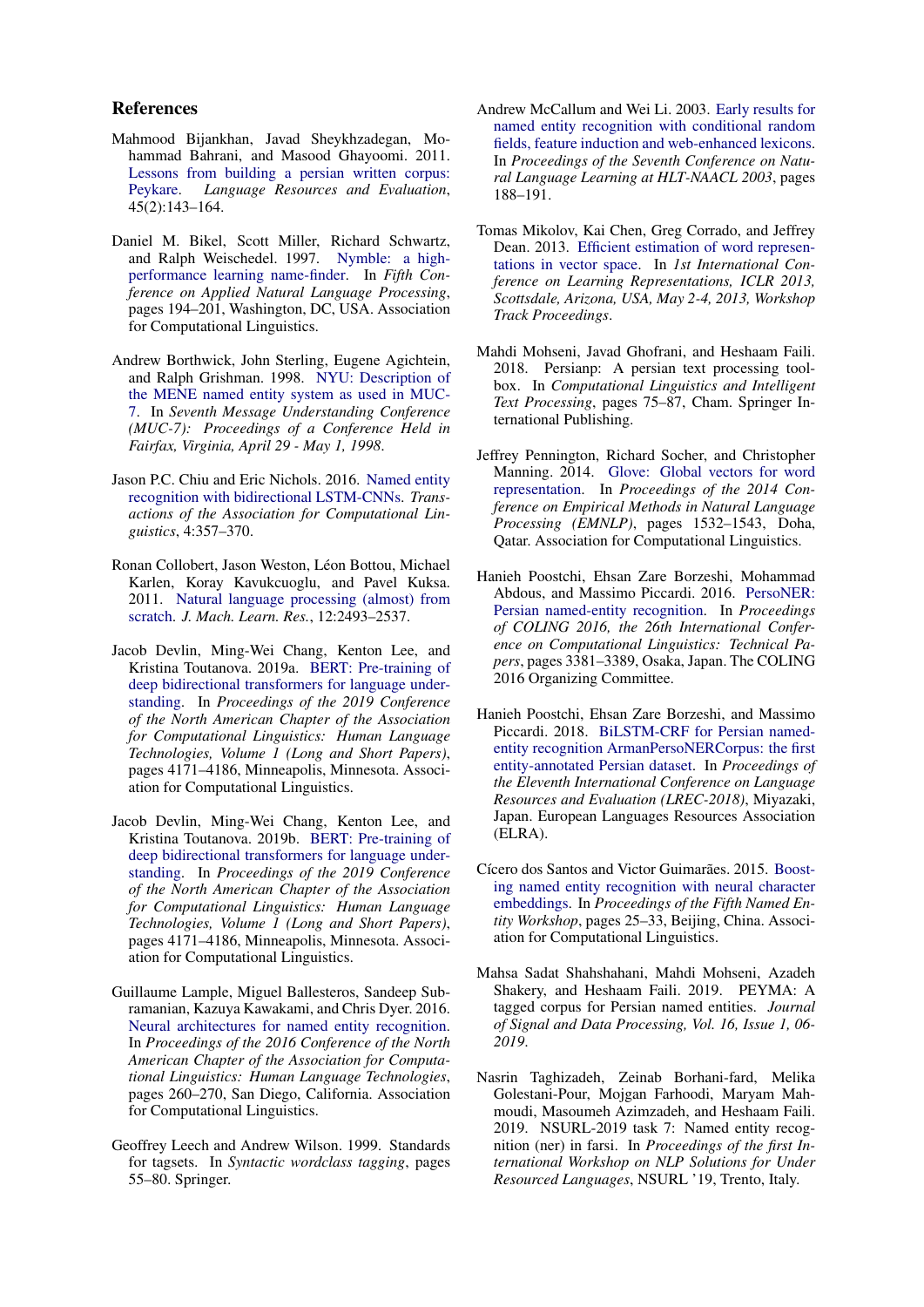## References

Mahmood Bijankhan, Javad Sheykhzadegan, Mohammad Bahrani, and Masood Ghayoomi. 2011. Lessons from building a persian written corpus: Peykare. *Language Resources and Evaluation*, 45(2):143–164.

Daniel M. Bikel, Scott Miller, Richard Schwartz, and Ralph Weischedel. 1997. Nymble: a high-performance learning name-finder. In *Fifth Conference on Applied Natural Language Processing*, pages 194–201, Washington, DC, USA. Association for Computational Linguistics.

Andrew Borthwick, John Sterling, Eugene Agichtein, and Ralph Grishman. 1998. NYU: Description of the MENE named entity system as used in MUC-7. In *Seventh Message Understanding Conference (MUC-7): Proceedings of a Conference Held in Fairfax, Virginia, April 29 - May 1, 1998*.

Jason P.C. Chiu and Eric Nichols. 2016. Named entity recognition with bidirectional LSTM-CNNs. *Transactions of the Association for Computational Linguistics*, 4:357–370.

Ronan Collobert, Jason Weston, Léon Bottou, Michael Karlen, Koray Kavukcuoglu, and Pavel Kuksa. 2011. Natural language processing (almost) from scratch. *J. Mach. Learn. Res.*, 12:2493–2537.

Jacob Devlin, Ming-Wei Chang, Kenton Lee, and Kristina Toutanova. 2019a. BERT: Pre-training of deep bidirectional transformers for language understanding. In *Proceedings of the 2019 Conference of the North American Chapter of the Association for Computational Linguistics: Human Language Technologies, Volume 1 (Long and Short Papers)*, pages 4171–4186, Minneapolis, Minnesota. Association for Computational Linguistics.

Jacob Devlin, Ming-Wei Chang, Kenton Lee, and Kristina Toutanova. 2019b. BERT: Pre-training of deep bidirectional transformers for language understanding. In *Proceedings of the 2019 Conference of the North American Chapter of the Association for Computational Linguistics: Human Language Technologies, Volume 1 (Long and Short Papers)*, pages 4171–4186, Minneapolis, Minnesota. Association for Computational Linguistics.

Guillaume Lample, Miguel Ballesteros, Sandeep Subramanian, Kazuya Kawakami, and Chris Dyer. 2016. Neural architectures for named entity recognition. In *Proceedings of the 2016 Conference of the North American Chapter of the Association for Computational Linguistics: Human Language Technologies*, pages 260–270, San Diego, California. Association for Computational Linguistics.

Geoffrey Leech and Andrew Wilson. 1999. Standards for tagsets. In *Syntactic wordclass tagging*, pages 55–80. Springer.

Andrew McCallum and Wei Li. 2003. Early results for named entity recognition with conditional random fields, feature induction and web-enhanced lexicons. In *Proceedings of the Seventh Conference on Natural Language Learning at HLT-NAACL 2003*, pages 188–191.

Tomas Mikolov, Kai Chen, Greg Corrado, and Jeffrey Dean. 2013. Efficient estimation of word representations in vector space. In *1st International Conference on Learning Representations, ICLR 2013, Scottsdale, Arizona, USA, May 2-4, 2013, Workshop Track Proceedings*.

Mahdi Mohseni, Javad Ghofrani, and Heshaam Faili. 2018. Persianp: A persian text processing toolbox. In *Computational Linguistics and Intelligent Text Processing*, pages 75–87, Cham. Springer International Publishing.

Jeffrey Pennington, Richard Socher, and Christopher Manning. 2014. Glove: Global vectors for word representation. In *Proceedings of the 2014 Conference on Empirical Methods in Natural Language Processing (EMNLP)*, pages 1532–1543, Doha, Qatar. Association for Computational Linguistics.

Hanieh Poostchi, Ehsan Zare Borzeshi, Mohammad Abdous, and Massimo Piccardi. 2016. PersoNER: Persian named-entity recognition. In *Proceedings of COLING 2016, the 26th International Conference on Computational Linguistics: Technical Papers*, pages 3381–3389, Osaka, Japan. The COLING 2016 Organizing Committee.

Hanieh Poostchi, Ehsan Zare Borzeshi, and Massimo Piccardi. 2018. BiLSTM-CRF for Persian named-entity recognition ArmanPersoNERCorpus: the first entity-annotated Persian dataset. In *Proceedings of the Eleventh International Conference on Language Resources and Evaluation (LREC-2018)*, Miyazaki, Japan. European Languages Resources Association (ELRA).

Cícero dos Santos and Victor Guimarães. 2015. Boosting named entity recognition with neural character embeddings. In *Proceedings of the Fifth Named Entity Workshop*, pages 25–33, Beijing, China. Association for Computational Linguistics.

Mahsa Sadat Shahshahani, Mahdi Mohseni, Azadeh Shakery, and Heshaam Faili. 2019. PEYMA: A tagged corpus for Persian named entities. *Journal of Signal and Data Processing, Vol. 16, Issue 1, 06-2019*.

Nasrin Taghizadeh, Zeinab Borhani-fard, Melika Golestani-Pour, Mojgan Farhoodi, Maryam Mahmoudi, Masoumeh Azimzadeh, and Heshaam Faili. 2019. NSURL-2019 task 7: Named entity recognition (ner) in farsi. In *Proceedings of the first International Workshop on NLP Solutions for Under Resourced Languages*, NSURL '19, Trento, Italy.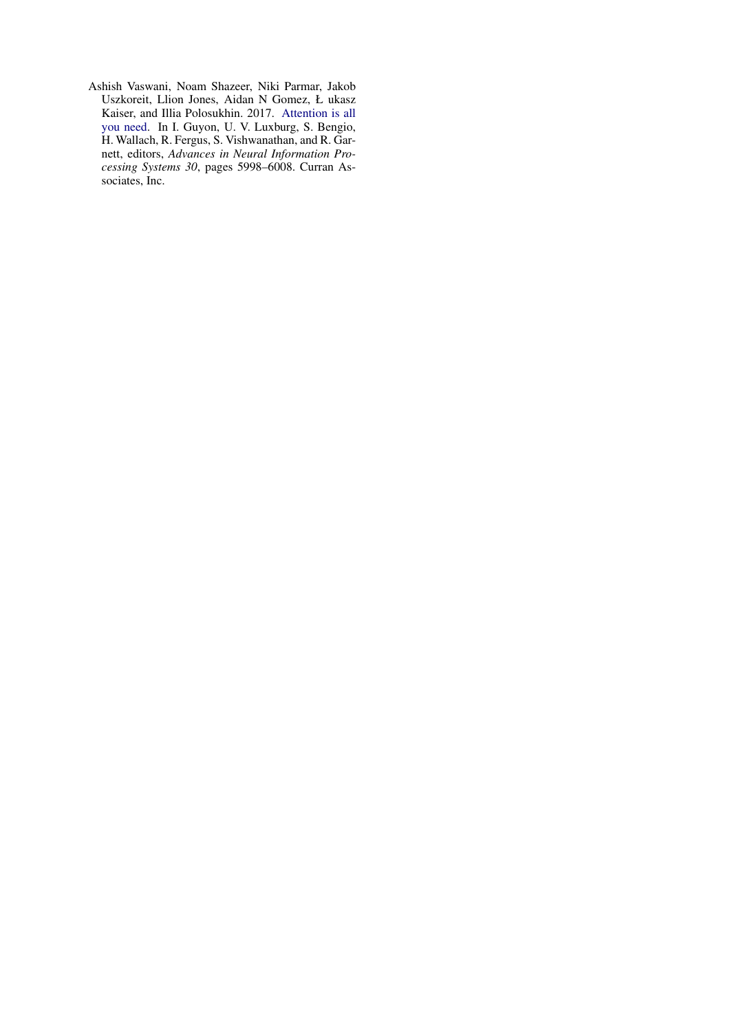Ashish Vaswani, Noam Shazeer, Niki Parmar, Jakob Uszkoreit, Llion Jones, Aidan N Gomez, Ł ukasz Kaiser, and Illia Polosukhin. 2017. Attention is all you need. In I. Guyon, U. V. Luxburg, S. Bengio, H. Wallach, R. Fergus, S. Vishwanathan, and R. Garnett, editors, *Advances in Neural Information Processing Systems 30*, pages 5998–6008. Curran Associates, Inc.